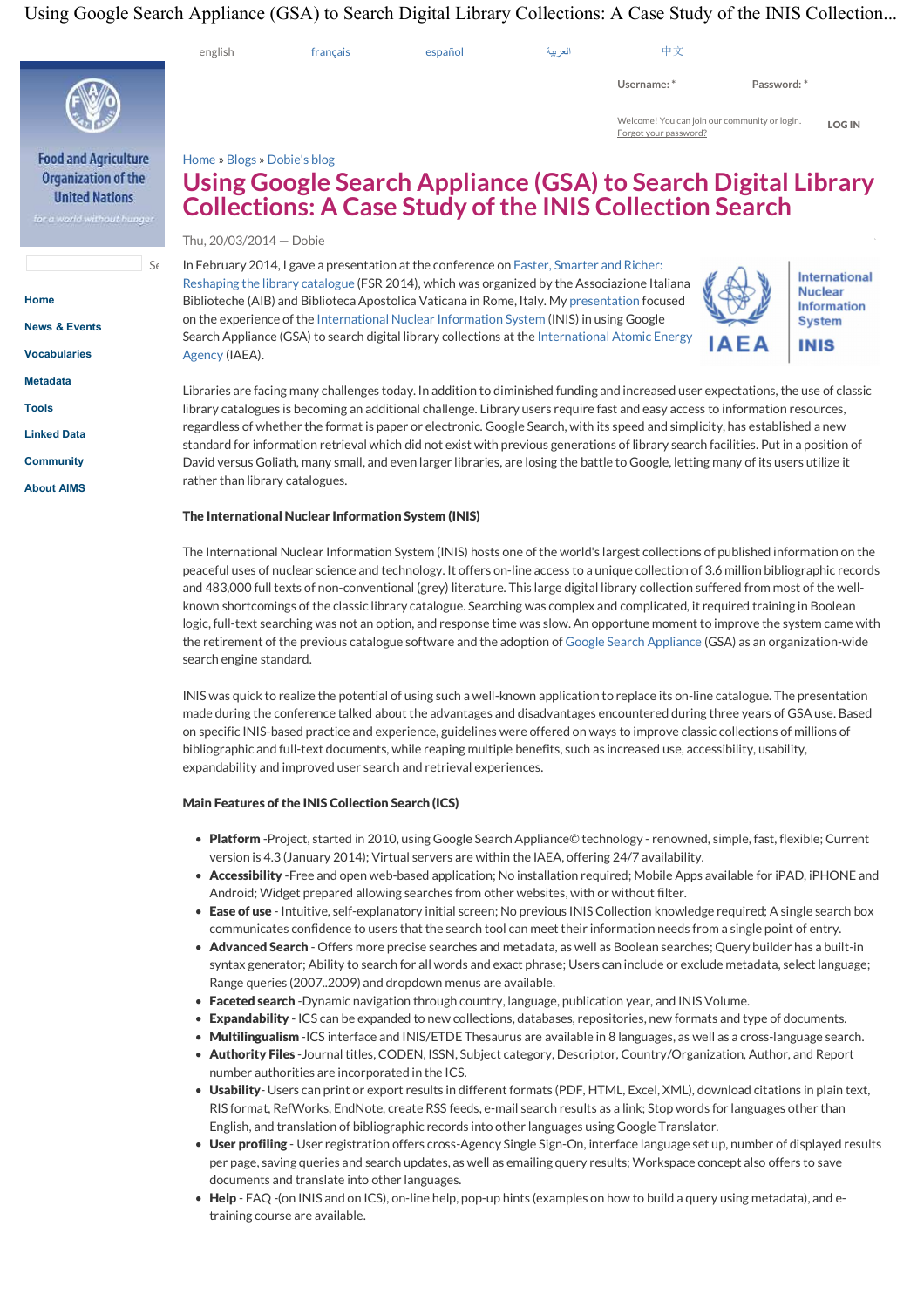english français español العربية 中文

Username: * Password: *

Welcome! You can join our community or login. Forgot your password? LOG IN

Food and Agriculture Organization of the United Nations
*for a world without hunger*

- Home
- News & Events
- Vocabularies
- Metadata
- Tools
- Linked Data
- Community
- About AIMS

Home » Blogs » Dobie's blog

# Using Google Search Appliance (GSA) to Search Digital Library Collections: A Case Study of the INIS Collection Search

Thu, 20/03/2014 — Dobie

In February 2014, I gave a presentation at the conference on Faster, Smarter and Richer: Reshaping the library catalogue (FSR 2014), which was organized by the Associazione Italiana Biblioteche (AIB) and Biblioteca Apostolica Vaticana in Rome, Italy. My presentation focused on the experience of the International Nuclear Information System (INIS) in using Google Search Appliance (GSA) to search digital library collections at the International Atomic Energy Agency (IAEA).

IAEA — International Nuclear Information System — INIS

Libraries are facing many challenges today. In addition to diminished funding and increased user expectations, the use of classic library catalogues is becoming an additional challenge. Library users require fast and easy access to information resources, regardless of whether the format is paper or electronic. Google Search, with its speed and simplicity, has established a new standard for information retrieval which did not exist with previous generations of library search facilities. Put in a position of David versus Goliath, many small, and even larger libraries, are losing the battle to Google, letting many of its users utilize it rather than library catalogues.

**The International Nuclear Information System (INIS)**

The International Nuclear Information System (INIS) hosts one of the world's largest collections of published information on the peaceful uses of nuclear science and technology. It offers on-line access to a unique collection of 3.6 million bibliographic records and 483,000 full texts of non-conventional (grey) literature. This large digital library collection suffered from most of the well-known shortcomings of the classic library catalogue. Searching was complex and complicated, it required training in Boolean logic, full-text searching was not an option, and response time was slow. An opportune moment to improve the system came with the retirement of the previous catalogue software and the adoption of Google Search Appliance (GSA) as an organization-wide search engine standard.

INIS was quick to realize the potential of using such a well-known application to replace its on-line catalogue. The presentation made during the conference talked about the advantages and disadvantages encountered during three years of GSA use. Based on specific INIS-based practice and experience, guidelines were offered on ways to improve classic collections of millions of bibliographic and full-text documents, while reaping multiple benefits, such as increased use, accessibility, usability, expandability and improved user search and retrieval experiences.

**Main Features of the INIS Collection Search (ICS)**

- **Platform** -Project, started in 2010, using Google Search Appliance© technology - renowned, simple, fast, flexible; Current version is 4.3 (January 2014); Virtual servers are within the IAEA, offering 24/7 availability.
- **Accessibility** -Free and open web-based application; No installation required; Mobile Apps available for iPAD, iPHONE and Android; Widget prepared allowing searches from other websites, with or without filter.
- **Ease of use** - Intuitive, self-explanatory initial screen; No previous INIS Collection knowledge required; A single search box communicates confidence to users that the search tool can meet their information needs from a single point of entry.
- **Advanced Search** - Offers more precise searches and metadata, as well as Boolean searches; Query builder has a built-in syntax generator; Ability to search for all words and exact phrase; Users can include or exclude metadata, select language; Range queries (2007..2009) and dropdown menus are available.
- **Faceted search** -Dynamic navigation through country, language, publication year, and INIS Volume.
- **Expandability** - ICS can be expanded to new collections, databases, repositories, new formats and type of documents.
- **Multilingualism** -ICS interface and INIS/ETDE Thesaurus are available in 8 languages, as well as a cross-language search.
- **Authority Files** -Journal titles, CODEN, ISSN, Subject category, Descriptor, Country/Organization, Author, and Report number authorities are incorporated in the ICS.
- **Usability**- Users can print or export results in different formats (PDF, HTML, Excel, XML), download citations in plain text, RIS format, RefWorks, EndNote, create RSS feeds, e-mail search results as a link; Stop words for languages other than English, and translation of bibliographic records into other languages using Google Translator.
- **User profiling** - User registration offers cross-Agency Single Sign-On, interface language set up, number of displayed results per page, saving queries and search updates, as well as emailing query results; Workspace concept also offers to save documents and translate into other languages.
- **Help** - FAQ -(on INIS and on ICS), on-line help, pop-up hints (examples on how to build a query using metadata), and e-training course are available.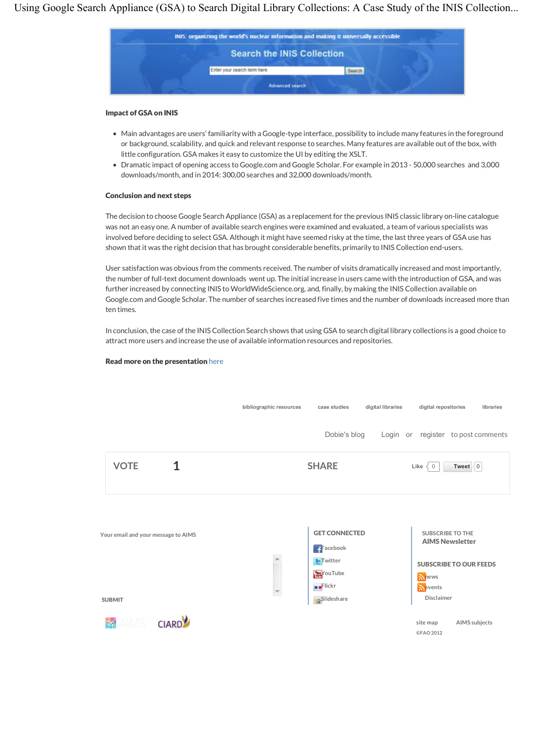INIS: organizing the world's nuclear information and making it universally accessible

Search the INIS Collection

Enter your search term here Search

Advanced search

**Impact of GSA on INIS**

- Main advantages are users' familiarity with a Google-type interface, possibility to include many features in the foreground or background, scalability, and quick and relevant response to searches. Many features are available out of the box, with little configuration. GSA makes it easy to customize the UI by editing the XSLT.
- Dramatic impact of opening access to Google.com and Google Scholar. For example in 2013 - 50,000 searches and 3,000 downloads/month, and in 2014: 300,00 searches and 32,000 downloads/month.

**Conclusion and next steps**

The decision to choose Google Search Appliance (GSA) as a replacement for the previous INIS classic library on-line catalogue was not an easy one. A number of available search engines were examined and evaluated, a team of various specialists was involved before deciding to select GSA. Although it might have seemed risky at the time, the last three years of GSA use has shown that it was the right decision that has brought considerable benefits, primarily to INIS Collection end-users.

User satisfaction was obvious from the comments received. The number of visits dramatically increased and most importantly, the number of full-text document downloads went up. The initial increase in users came with the introduction of GSA, and was further increased by connecting INIS to WorldWideScience.org, and, finally, by making the INIS Collection available on Google.com and Google Scholar. The number of searches increased five times and the number of downloads increased more than ten times.

In conclusion, the case of the INIS Collection Search shows that using GSA to search digital library collections is a good choice to attract more users and increase the use of available information resources and repositories.

**Read more on the presentation** here

bibliographic resources case studies digital libraries digital repositories libraries

Dobie's blog Login or register to post comments

VOTE 1 SHARE Like 0 Tweet 0

Your email and your message to AIMS

SUBMIT

GET CONNECTED

Facebook
Twitter
YouTube
Flickr
Slideshare

SUBSCRIBE TO THE
AIMS Newsletter

SUBSCRIBE TO OUR FEEDS

news
events
Disclaimer

site map AIMS subjects

©FAO 2012